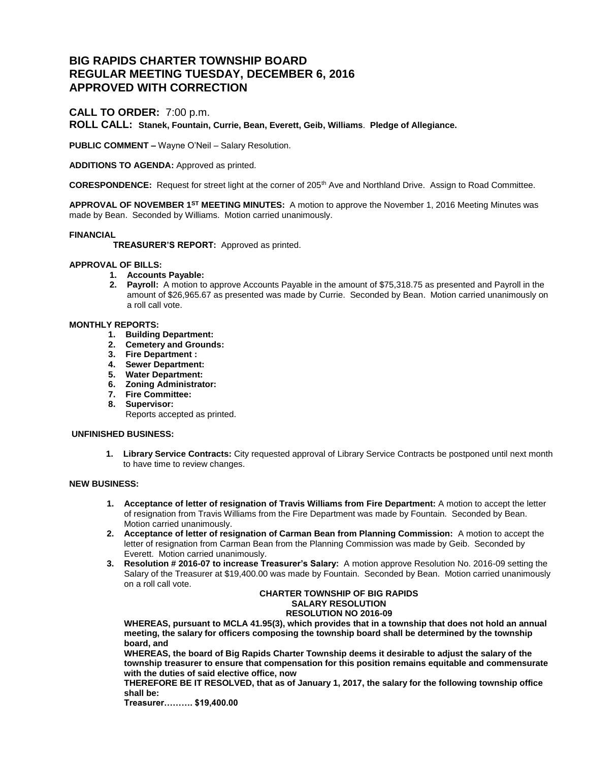# BIG RAPIDS CHARTER TOWNSHIP BOARD
# REGULAR MEETING TUESDAY, DECEMBER 6, 2016
# APPROVED WITH CORRECTION

## CALL TO ORDER: 7:00 p.m.

**ROLL CALL: Stanek, Fountain, Currie, Bean, Everett, Geib, Williams. Pledge of Allegiance.**

**PUBLIC COMMENT –** Wayne O'Neil – Salary Resolution.

**ADDITIONS TO AGENDA:** Approved as printed.

**CORESPONDENCE:** Request for street light at the corner of 205th Ave and Northland Drive. Assign to Road Committee.

**APPROVAL OF NOVEMBER 1ST MEETING MINUTES:** A motion to approve the November 1, 2016 Meeting Minutes was made by Bean. Seconded by Williams. Motion carried unanimously.

**FINANCIAL**

**TREASURER'S REPORT:** Approved as printed.

**APPROVAL OF BILLS:**

1. **Accounts Payable:**
2. **Payroll:** A motion to approve Accounts Payable in the amount of $75,318.75 as presented and Payroll in the amount of $26,965.67 as presented was made by Currie. Seconded by Bean. Motion carried unanimously on a roll call vote.

**MONTHLY REPORTS:**

1. **Building Department:**
2. **Cemetery and Grounds:**
3. **Fire Department :**
4. **Sewer Department:**
5. **Water Department:**
6. **Zoning Administrator:**
7. **Fire Committee:**
8. **Supervisor:**
   Reports accepted as printed.

**UNFINISHED BUSINESS:**

1. **Library Service Contracts:** City requested approval of Library Service Contracts be postponed until next month to have time to review changes.

**NEW BUSINESS:**

1. **Acceptance of letter of resignation of Travis Williams from Fire Department:** A motion to accept the letter of resignation from Travis Williams from the Fire Department was made by Fountain. Seconded by Bean. Motion carried unanimously.
2. **Acceptance of letter of resignation of Carman Bean from Planning Commission:** A motion to accept the letter of resignation from Carman Bean from the Planning Commission was made by Geib. Seconded by Everett. Motion carried unanimously.
3. **Resolution # 2016-07 to increase Treasurer's Salary:** A motion approve Resolution No. 2016-09 setting the Salary of the Treasurer at $19,400.00 was made by Fountain. Seconded by Bean. Motion carried unanimously on a roll call vote.

**CHARTER TOWNSHIP OF BIG RAPIDS**
**SALARY RESOLUTION**
**RESOLUTION NO 2016-09**

**WHEREAS, pursuant to MCLA 41.95(3), which provides that in a township that does not hold an annual meeting, the salary for officers composing the township board shall be determined by the township board, and**

**WHEREAS, the board of Big Rapids Charter Township deems it desirable to adjust the salary of the township treasurer to ensure that compensation for this position remains equitable and commensurate with the duties of said elective office, now**

**THEREFORE BE IT RESOLVED, that as of January 1, 2017, the salary for the following township office shall be:**

**Treasurer………. $19,400.00**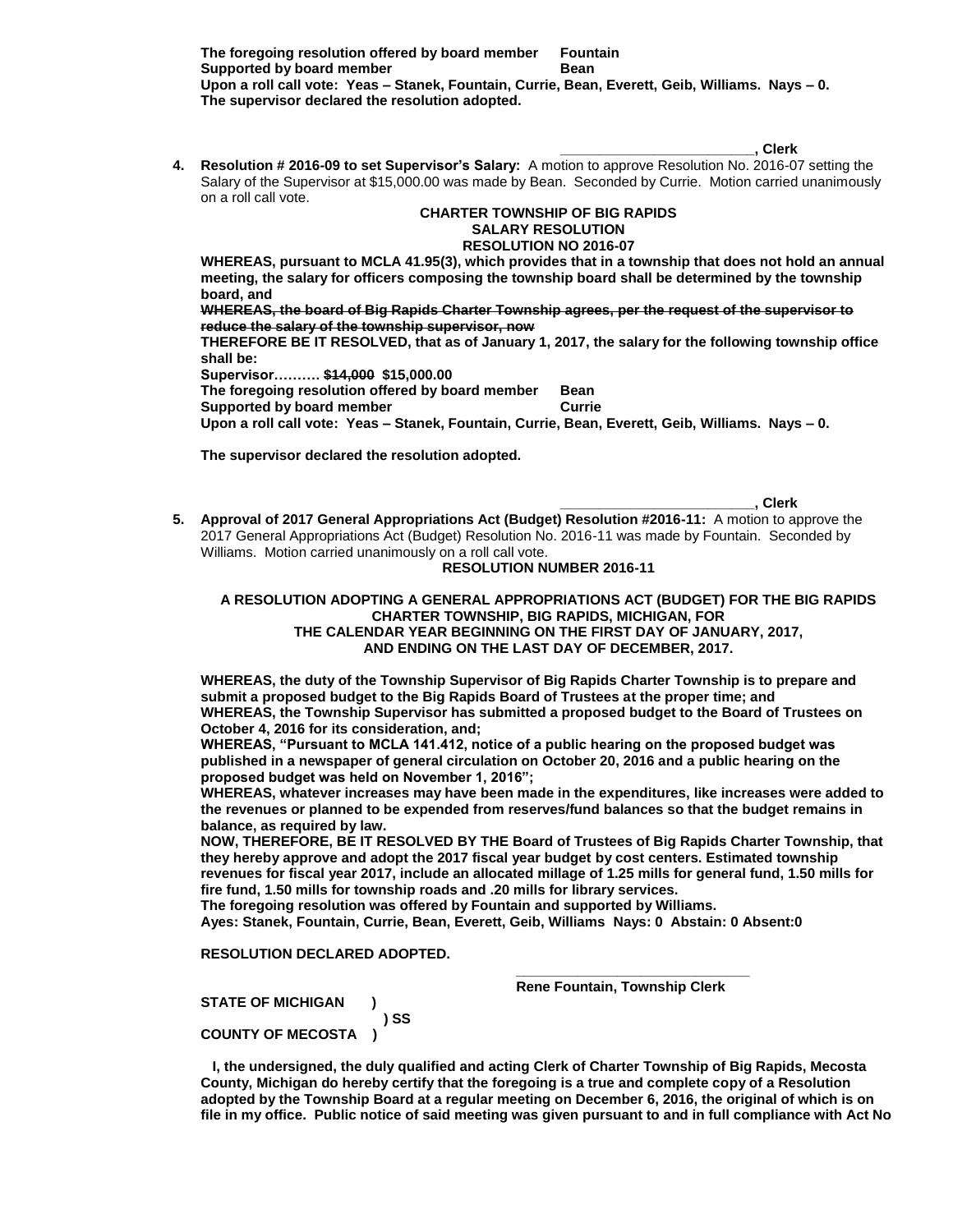**The foregoing resolution offered by board member Fountain**
**Supported by board member Bean**
**Upon a roll call vote: Yeas – Stanek, Fountain, Currie, Bean, Everett, Geib, Williams. Nays – 0.**
**The supervisor declared the resolution adopted.**

**_________________________, Clerk**

4. **Resolution # 2016-09 to set Supervisor's Salary:** A motion to approve Resolution No. 2016-07 setting the Salary of the Supervisor at $15,000.00 was made by Bean. Seconded by Currie. Motion carried unanimously on a roll call vote.

**CHARTER TOWNSHIP OF BIG RAPIDS**
**SALARY RESOLUTION**
**RESOLUTION NO 2016-07**

**WHEREAS, pursuant to MCLA 41.95(3), which provides that in a township that does not hold an annual meeting, the salary for officers composing the township board shall be determined by the township board, and**

**~~WHEREAS, the board of Big Rapids Charter Township agrees, per the request of the supervisor to reduce the salary of the township supervisor, now~~**

**THEREFORE BE IT RESOLVED, that as of January 1, 2017, the salary for the following township office shall be:**

**Supervisor………. ~~$14,000~~ $15,000.00**

**The foregoing resolution offered by board member Bean**
**Supported by board member Currie**
**Upon a roll call vote: Yeas – Stanek, Fountain, Currie, Bean, Everett, Geib, Williams. Nays – 0.**

**The supervisor declared the resolution adopted.**

**_________________________, Clerk**

5. **Approval of 2017 General Appropriations Act (Budget) Resolution #2016-11:** A motion to approve the 2017 General Appropriations Act (Budget) Resolution No. 2016-11 was made by Fountain. Seconded by Williams. Motion carried unanimously on a roll call vote.

**RESOLUTION NUMBER 2016-11**

**A RESOLUTION ADOPTING A GENERAL APPROPRIATIONS ACT (BUDGET) FOR THE BIG RAPIDS CHARTER TOWNSHIP, BIG RAPIDS, MICHIGAN, FOR THE CALENDAR YEAR BEGINNING ON THE FIRST DAY OF JANUARY, 2017, AND ENDING ON THE LAST DAY OF DECEMBER, 2017.**

**WHEREAS, the duty of the Township Supervisor of Big Rapids Charter Township is to prepare and submit a proposed budget to the Big Rapids Board of Trustees at the proper time; and**

**WHEREAS, the Township Supervisor has submitted a proposed budget to the Board of Trustees on October 4, 2016 for its consideration, and;**

**WHEREAS, "Pursuant to MCLA 141.412, notice of a public hearing on the proposed budget was published in a newspaper of general circulation on October 20, 2016 and a public hearing on the proposed budget was held on November 1, 2016";**

**WHEREAS, whatever increases may have been made in the expenditures, like increases were added to the revenues or planned to be expended from reserves/fund balances so that the budget remains in balance, as required by law.**

**NOW, THEREFORE, BE IT RESOLVED BY THE Board of Trustees of Big Rapids Charter Township, that they hereby approve and adopt the 2017 fiscal year budget by cost centers. Estimated township revenues for fiscal year 2017, include an allocated millage of 1.25 mills for general fund, 1.50 mills for fire fund, 1.50 mills for township roads and .20 mills for library services.**

**The foregoing resolution was offered by Fountain and supported by Williams.**

**Ayes: Stanek, Fountain, Currie, Bean, Everett, Geib, Williams Nays: 0 Abstain: 0 Absent:0**

**RESOLUTION DECLARED ADOPTED.**

**_____________________________**
**Rene Fountain, Township Clerk**

**STATE OF MICHIGAN )**
**) SS**
**COUNTY OF MECOSTA )**

**I, the undersigned, the duly qualified and acting Clerk of Charter Township of Big Rapids, Mecosta County, Michigan do hereby certify that the foregoing is a true and complete copy of a Resolution adopted by the Township Board at a regular meeting on December 6, 2016, the original of which is on file in my office. Public notice of said meeting was given pursuant to and in full compliance with Act No**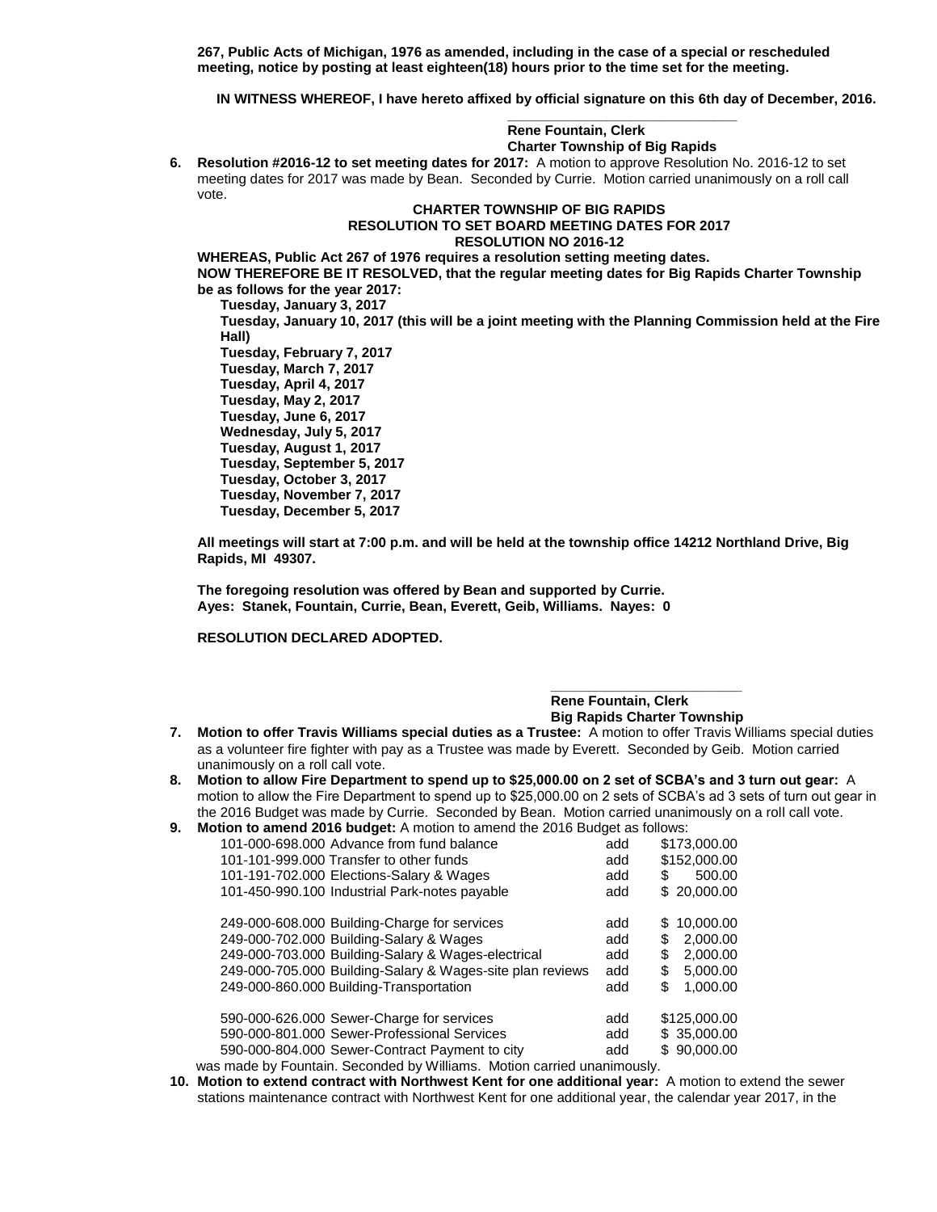**267, Public Acts of Michigan, 1976 as amended, including in the case of a special or rescheduled meeting, notice by posting at least eighteen(18) hours prior to the time set for the meeting.**

**IN WITNESS WHEREOF, I have hereto affixed by official signature on this 6th day of December, 2016.**

**\_\_\_\_\_\_\_\_\_\_\_\_\_\_\_\_\_\_\_\_\_\_\_\_\_\_\_**
**Rene Fountain, Clerk**
**Charter Township of Big Rapids**

6. **Resolution #2016-12 to set meeting dates for 2017:** A motion to approve Resolution No. 2016-12 to set meeting dates for 2017 was made by Bean. Seconded by Currie. Motion carried unanimously on a roll call vote.

**CHARTER TOWNSHIP OF BIG RAPIDS**
**RESOLUTION TO SET BOARD MEETING DATES FOR 2017**
**RESOLUTION NO 2016-12**

**WHEREAS, Public Act 267 of 1976 requires a resolution setting meeting dates.**
**NOW THEREFORE BE IT RESOLVED, that the regular meeting dates for Big Rapids Charter Township be as follows for the year 2017:**

**Tuesday, January 3, 2017**
**Tuesday, January 10, 2017 (this will be a joint meeting with the Planning Commission held at the Fire Hall)**
**Tuesday, February 7, 2017**
**Tuesday, March 7, 2017**
**Tuesday, April 4, 2017**
**Tuesday, May 2, 2017**
**Tuesday, June 6, 2017**
**Wednesday, July 5, 2017**
**Tuesday, August 1, 2017**
**Tuesday, September 5, 2017**
**Tuesday, October 3, 2017**
**Tuesday, November 7, 2017**
**Tuesday, December 5, 2017**

**All meetings will start at 7:00 p.m. and will be held at the township office 14212 Northland Drive, Big Rapids, MI 49307.**

**The foregoing resolution was offered by Bean and supported by Currie.**
**Ayes: Stanek, Fountain, Currie, Bean, Everett, Geib, Williams. Nayes: 0**

**RESOLUTION DECLARED ADOPTED.**

**\_\_\_\_\_\_\_\_\_\_\_\_\_\_\_\_\_\_\_\_\_\_\_\_\_\_\_**
**Rene Fountain, Clerk**
**Big Rapids Charter Township**

7. **Motion to offer Travis Williams special duties as a Trustee:** A motion to offer Travis Williams special duties as a volunteer fire fighter with pay as a Trustee was made by Everett. Seconded by Geib. Motion carried unanimously on a roll call vote.
8. **Motion to allow Fire Department to spend up to $25,000.00 on 2 set of SCBA's and 3 turn out gear:** A motion to allow the Fire Department to spend up to $25,000.00 on 2 sets of SCBA's ad 3 sets of turn out gear in the 2016 Budget was made by Currie. Seconded by Bean. Motion carried unanimously on a roll call vote.
9. **Motion to amend 2016 budget:** A motion to amend the 2016 Budget as follows:

| Account | Action | Amount |
|---|---|---|
| 101-000-698.000 Advance from fund balance | add | $173,000.00 |
| 101-101-999.000 Transfer to other funds | add | $152,000.00 |
| 101-191-702.000 Elections-Salary & Wages | add | $ 500.00 |
| 101-450-990.100 Industrial Park-notes payable | add | $ 20,000.00 |
| 249-000-608.000 Building-Charge for services | add | $ 10,000.00 |
| 249-000-702.000 Building-Salary & Wages | add | $ 2,000.00 |
| 249-000-703.000 Building-Salary & Wages-electrical | add | $ 2,000.00 |
| 249-000-705.000 Building-Salary & Wages-site plan reviews | add | $ 5,000.00 |
| 249-000-860.000 Building-Transportation | add | $ 1,000.00 |
| 590-000-626.000 Sewer-Charge for services | add | $125,000.00 |
| 590-000-801.000 Sewer-Professional Services | add | $ 35,000.00 |
| 590-000-804.000 Sewer-Contract Payment to city | add | $ 90,000.00 |

was made by Fountain. Seconded by Williams. Motion carried unanimously.

10. **Motion to extend contract with Northwest Kent for one additional year:** A motion to extend the sewer stations maintenance contract with Northwest Kent for one additional year, the calendar year 2017, in the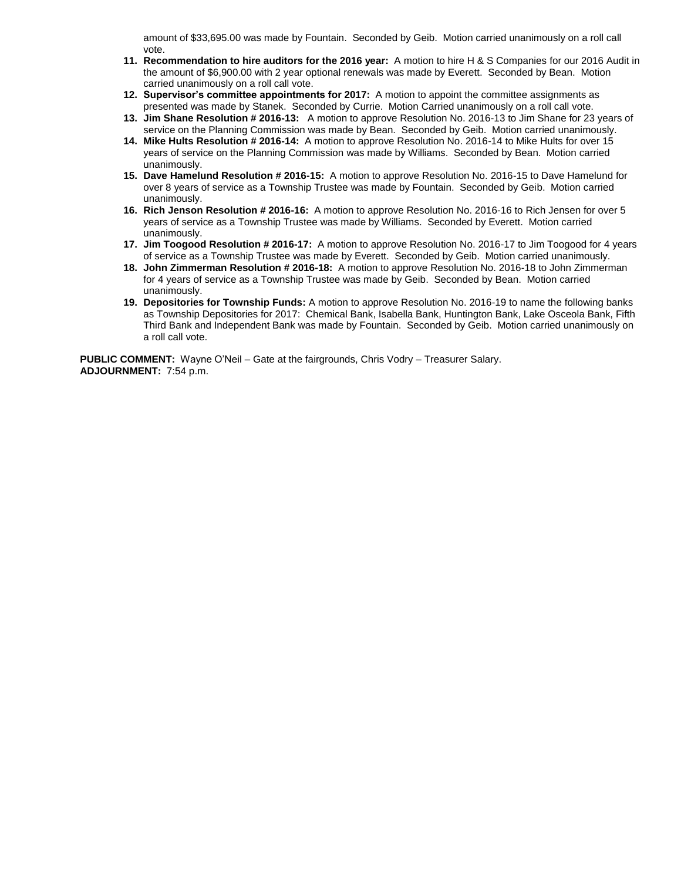amount of $33,695.00 was made by Fountain. Seconded by Geib. Motion carried unanimously on a roll call vote.

11. **Recommendation to hire auditors for the 2016 year:** A motion to hire H & S Companies for our 2016 Audit in the amount of $6,900.00 with 2 year optional renewals was made by Everett. Seconded by Bean. Motion carried unanimously on a roll call vote.
12. **Supervisor's committee appointments for 2017:** A motion to appoint the committee assignments as presented was made by Stanek. Seconded by Currie. Motion Carried unanimously on a roll call vote.
13. **Jim Shane Resolution # 2016-13:** A motion to approve Resolution No. 2016-13 to Jim Shane for 23 years of service on the Planning Commission was made by Bean. Seconded by Geib. Motion carried unanimously.
14. **Mike Hults Resolution # 2016-14:** A motion to approve Resolution No. 2016-14 to Mike Hults for over 15 years of service on the Planning Commission was made by Williams. Seconded by Bean. Motion carried unanimously.
15. **Dave Hamelund Resolution # 2016-15:** A motion to approve Resolution No. 2016-15 to Dave Hamelund for over 8 years of service as a Township Trustee was made by Fountain. Seconded by Geib. Motion carried unanimously.
16. **Rich Jenson Resolution # 2016-16:** A motion to approve Resolution No. 2016-16 to Rich Jensen for over 5 years of service as a Township Trustee was made by Williams. Seconded by Everett. Motion carried unanimously.
17. **Jim Toogood Resolution # 2016-17:** A motion to approve Resolution No. 2016-17 to Jim Toogood for 4 years of service as a Township Trustee was made by Everett. Seconded by Geib. Motion carried unanimously.
18. **John Zimmerman Resolution # 2016-18:** A motion to approve Resolution No. 2016-18 to John Zimmerman for 4 years of service as a Township Trustee was made by Geib. Seconded by Bean. Motion carried unanimously.
19. **Depositories for Township Funds:** A motion to approve Resolution No. 2016-19 to name the following banks as Township Depositories for 2017: Chemical Bank, Isabella Bank, Huntington Bank, Lake Osceola Bank, Fifth Third Bank and Independent Bank was made by Fountain. Seconded by Geib. Motion carried unanimously on a roll call vote.

**PUBLIC COMMENT:** Wayne O'Neil – Gate at the fairgrounds, Chris Vodry – Treasurer Salary.
**ADJOURNMENT:** 7:54 p.m.